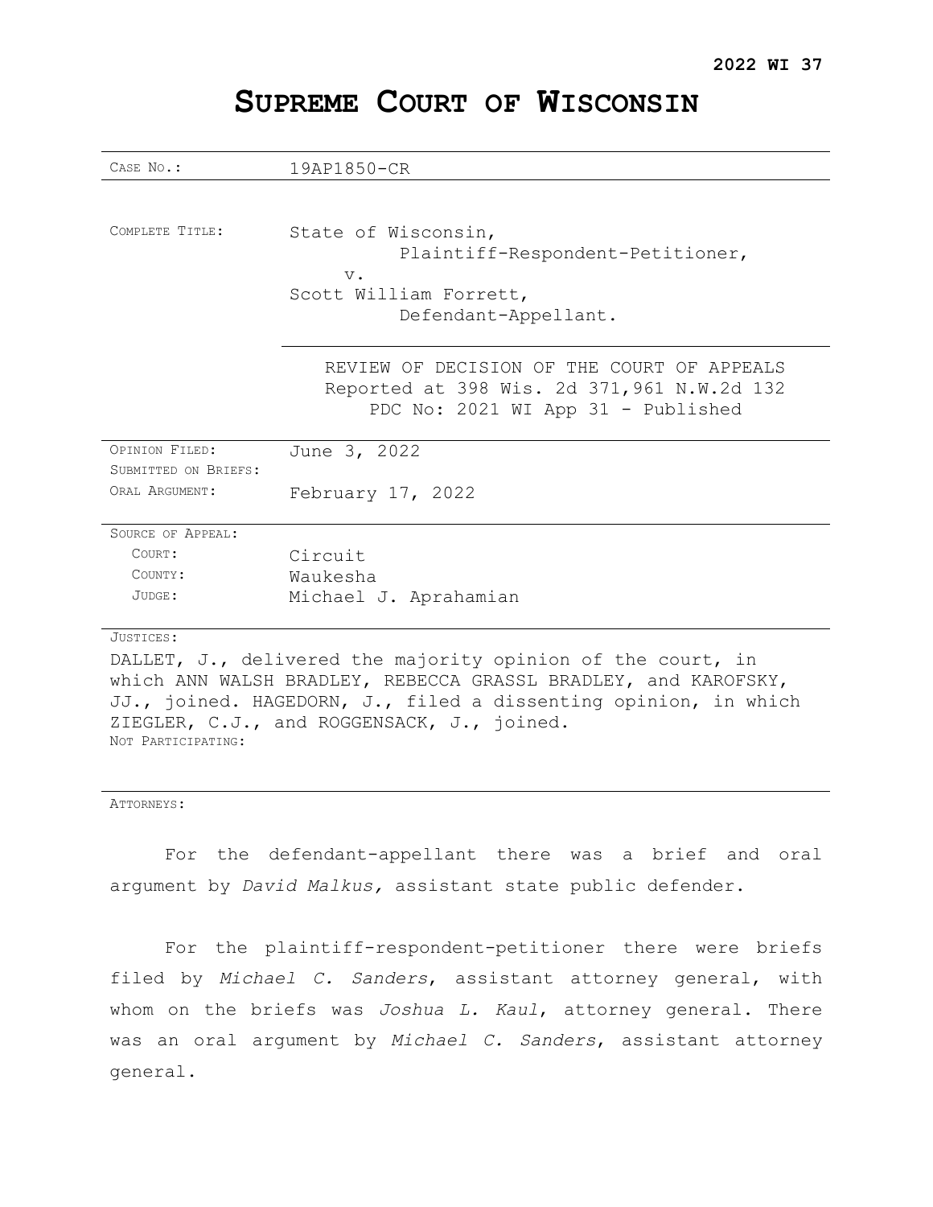**2022 WI 37**

# SUPREME COURT OF WISCONSIN

| | |
|---|---|
| CASE NO.: | 19AP1850-CR |
| COMPLETE TITLE: | State of Wisconsin,<br>Plaintiff-Respondent-Petitioner,<br>v.<br>Scott William Forrett,<br>Defendant-Appellant. |
| | REVIEW OF DECISION OF THE COURT OF APPEALS<br>Reported at 398 Wis. 2d 371,961 N.W.2d 132<br>PDC No: 2021 WI App 31 - Published |
| OPINION FILED: | June 3, 2022 |
| SUBMITTED ON BRIEFS: | |
| ORAL ARGUMENT: | February 17, 2022 |
| SOURCE OF APPEAL: | |
| COURT: | Circuit |
| COUNTY: | Waukesha |
| JUDGE: | Michael J. Aprahamian |

JUSTICES:

DALLET, J., delivered the majority opinion of the court, in which ANN WALSH BRADLEY, REBECCA GRASSL BRADLEY, and KAROFSKY, JJ., joined. HAGEDORN, J., filed a dissenting opinion, in which ZIEGLER, C.J., and ROGGENSACK, J., joined.

NOT PARTICIPATING:

ATTORNEYS:

For the defendant-appellant there was a brief and oral argument by *David Malkus,* assistant state public defender.

For the plaintiff-respondent-petitioner there were briefs filed by *Michael C. Sanders*, assistant attorney general, with whom on the briefs was *Joshua L. Kaul*, attorney general. There was an oral argument by *Michael C. Sanders*, assistant attorney general.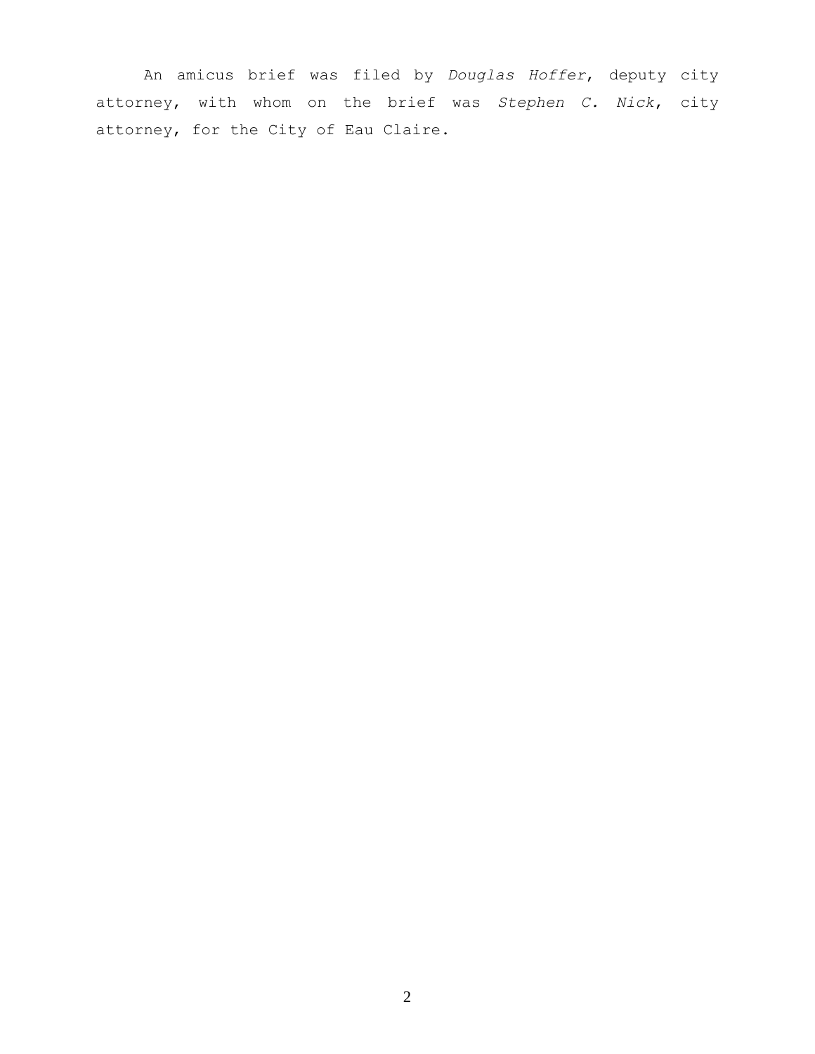An amicus brief was filed by *Douglas Hoffer*, deputy city attorney, with whom on the brief was *Stephen C. Nick*, city attorney, for the City of Eau Claire.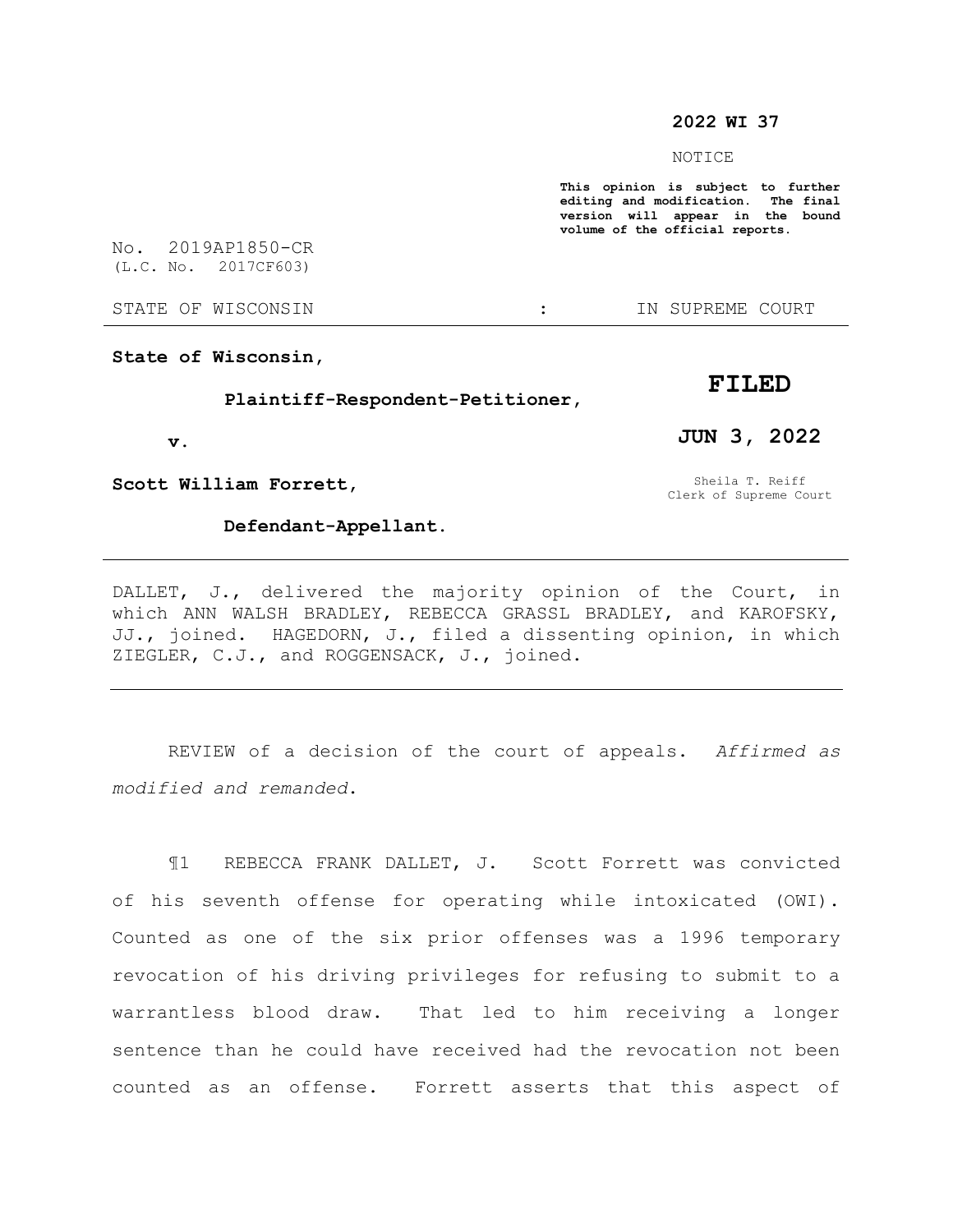**2022 WI 37**

NOTICE

**This opinion is subject to further editing and modification. The final version will appear in the bound volume of the official reports.**

No. 2019AP1850-CR
(L.C. No. 2017CF603)

STATE OF WISCONSIN : IN SUPREME COURT

---

**State of Wisconsin,**

**Plaintiff-Respondent-Petitioner,**

**v.**

**Scott William Forrett,**

**Defendant-Appellant.**

**FILED**

**JUN 3, 2022**

Sheila T. Reiff
Clerk of Supreme Court

---

DALLET, J., delivered the majority opinion of the Court, in which ANN WALSH BRADLEY, REBECCA GRASSL BRADLEY, and KAROFSKY, JJ., joined. HAGEDORN, J., filed a dissenting opinion, in which ZIEGLER, C.J., and ROGGENSACK, J., joined.

---

REVIEW of a decision of the court of appeals. *Affirmed as modified and remanded.*

¶1 REBECCA FRANK DALLET, J. Scott Forrett was convicted of his seventh offense for operating while intoxicated (OWI). Counted as one of the six prior offenses was a 1996 temporary revocation of his driving privileges for refusing to submit to a warrantless blood draw. That led to him receiving a longer sentence than he could have received had the revocation not been counted as an offense. Forrett asserts that this aspect of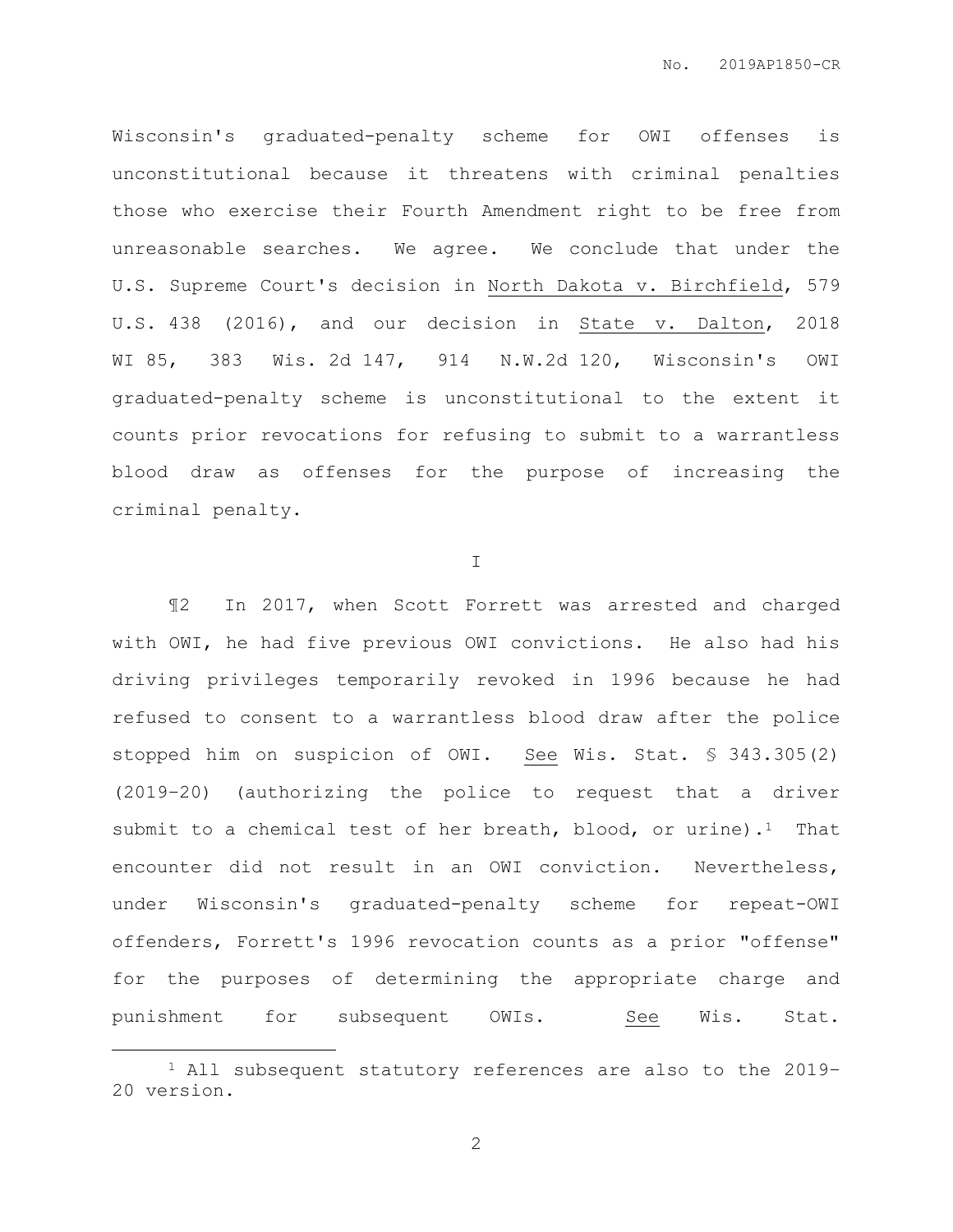Wisconsin's graduated-penalty scheme for OWI offenses is unconstitutional because it threatens with criminal penalties those who exercise their Fourth Amendment right to be free from unreasonable searches. We agree. We conclude that under the U.S. Supreme Court's decision in North Dakota v. Birchfield, 579 U.S. 438 (2016), and our decision in State v. Dalton, 2018 WI 85, 383 Wis. 2d 147, 914 N.W.2d 120, Wisconsin's OWI graduated-penalty scheme is unconstitutional to the extent it counts prior revocations for refusing to submit to a warrantless blood draw as offenses for the purpose of increasing the criminal penalty.

I

¶2 In 2017, when Scott Forrett was arrested and charged with OWI, he had five previous OWI convictions. He also had his driving privileges temporarily revoked in 1996 because he had refused to consent to a warrantless blood draw after the police stopped him on suspicion of OWI. See Wis. Stat. § 343.305(2) (2019–20) (authorizing the police to request that a driver submit to a chemical test of her breath, blood, or urine).[1] That encounter did not result in an OWI conviction. Nevertheless, under Wisconsin's graduated-penalty scheme for repeat-OWI offenders, Forrett's 1996 revocation counts as a prior "offense" for the purposes of determining the appropriate charge and punishment for subsequent OWIs. See Wis. Stat.

[1] All subsequent statutory references are also to the 2019–20 version.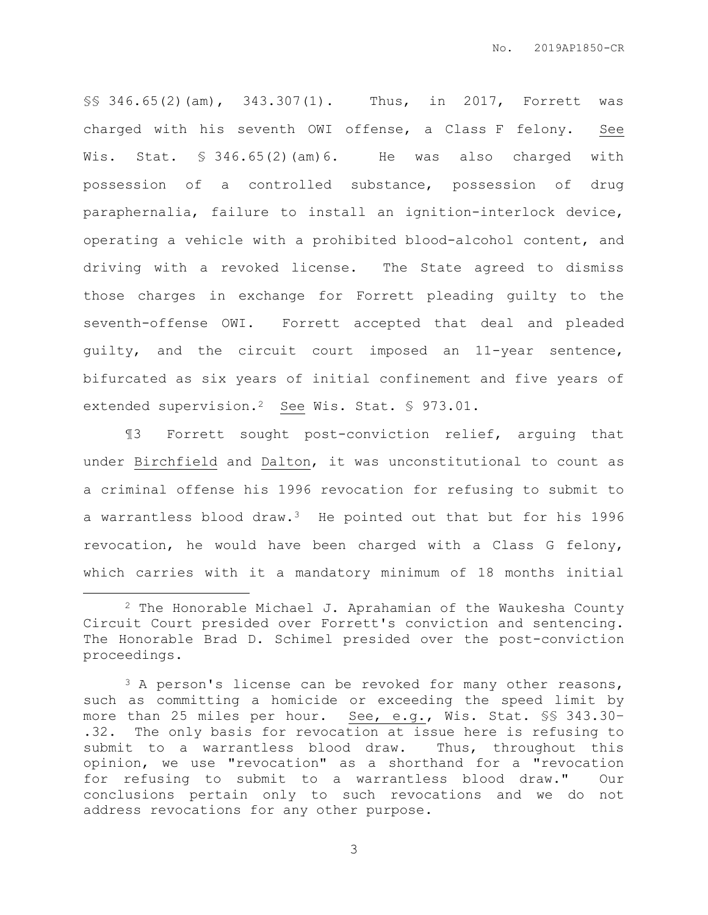§§ 346.65(2)(am), 343.307(1). Thus, in 2017, Forrett was charged with his seventh OWI offense, a Class F felony. See Wis. Stat. § 346.65(2)(am)6. He was also charged with possession of a controlled substance, possession of drug paraphernalia, failure to install an ignition-interlock device, operating a vehicle with a prohibited blood-alcohol content, and driving with a revoked license. The State agreed to dismiss those charges in exchange for Forrett pleading guilty to the seventh-offense OWI. Forrett accepted that deal and pleaded guilty, and the circuit court imposed an 11-year sentence, bifurcated as six years of initial confinement and five years of extended supervision.[2] See Wis. Stat. § 973.01.

¶3 Forrett sought post-conviction relief, arguing that under Birchfield and Dalton, it was unconstitutional to count as a criminal offense his 1996 revocation for refusing to submit to a warrantless blood draw.[3] He pointed out that but for his 1996 revocation, he would have been charged with a Class G felony, which carries with it a mandatory minimum of 18 months initial

---

[2] The Honorable Michael J. Aprahamian of the Waukesha County Circuit Court presided over Forrett's conviction and sentencing. The Honorable Brad D. Schimel presided over the post-conviction proceedings.

[3] A person's license can be revoked for many other reasons, such as committing a homicide or exceeding the speed limit by more than 25 miles per hour. See, e.g., Wis. Stat. §§ 343.30-.32. The only basis for revocation at issue here is refusing to submit to a warrantless blood draw. Thus, throughout this opinion, we use "revocation" as a shorthand for a "revocation for refusing to submit to a warrantless blood draw." Our conclusions pertain only to such revocations and we do not address revocations for any other purpose.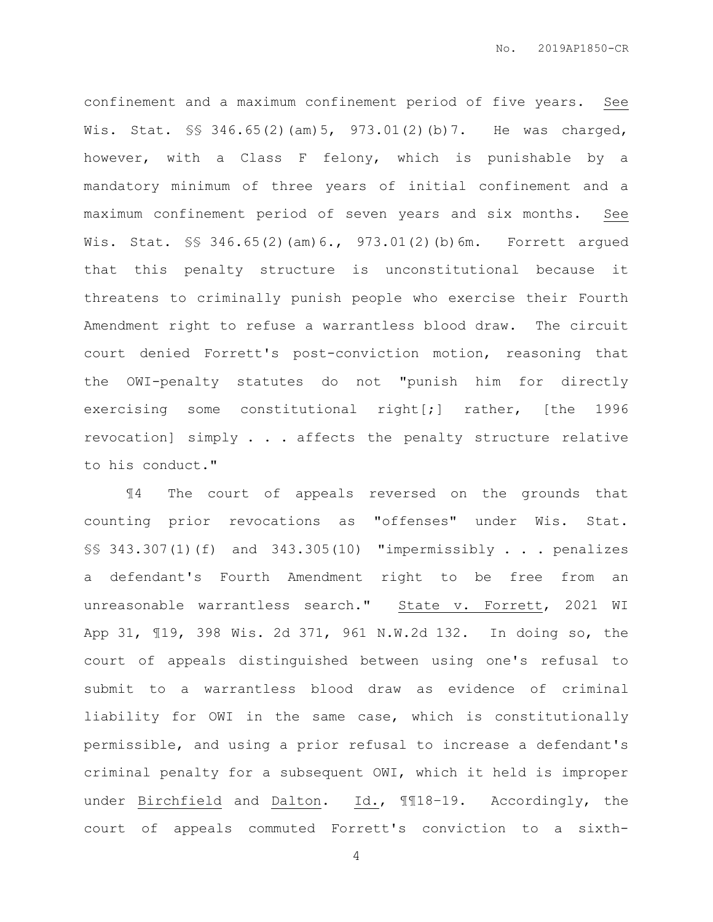confinement and a maximum confinement period of five years. See Wis. Stat. §§ 346.65(2)(am)5, 973.01(2)(b)7. He was charged, however, with a Class F felony, which is punishable by a mandatory minimum of three years of initial confinement and a maximum confinement period of seven years and six months. See Wis. Stat. §§ 346.65(2)(am)6., 973.01(2)(b)6m. Forrett argued that this penalty structure is unconstitutional because it threatens to criminally punish people who exercise their Fourth Amendment right to refuse a warrantless blood draw. The circuit court denied Forrett's post-conviction motion, reasoning that the OWI-penalty statutes do not "punish him for directly exercising some constitutional right[;] rather, [the 1996 revocation] simply . . . affects the penalty structure relative to his conduct."

¶4 The court of appeals reversed on the grounds that counting prior revocations as "offenses" under Wis. Stat. §§ 343.307(1)(f) and 343.305(10) "impermissibly . . . penalizes a defendant's Fourth Amendment right to be free from an unreasonable warrantless search." State v. Forrett, 2021 WI App 31, ¶19, 398 Wis. 2d 371, 961 N.W.2d 132. In doing so, the court of appeals distinguished between using one's refusal to submit to a warrantless blood draw as evidence of criminal liability for OWI in the same case, which is constitutionally permissible, and using a prior refusal to increase a defendant's criminal penalty for a subsequent OWI, which it held is improper under Birchfield and Dalton. Id., ¶¶18-19. Accordingly, the court of appeals commuted Forrett's conviction to a sixth-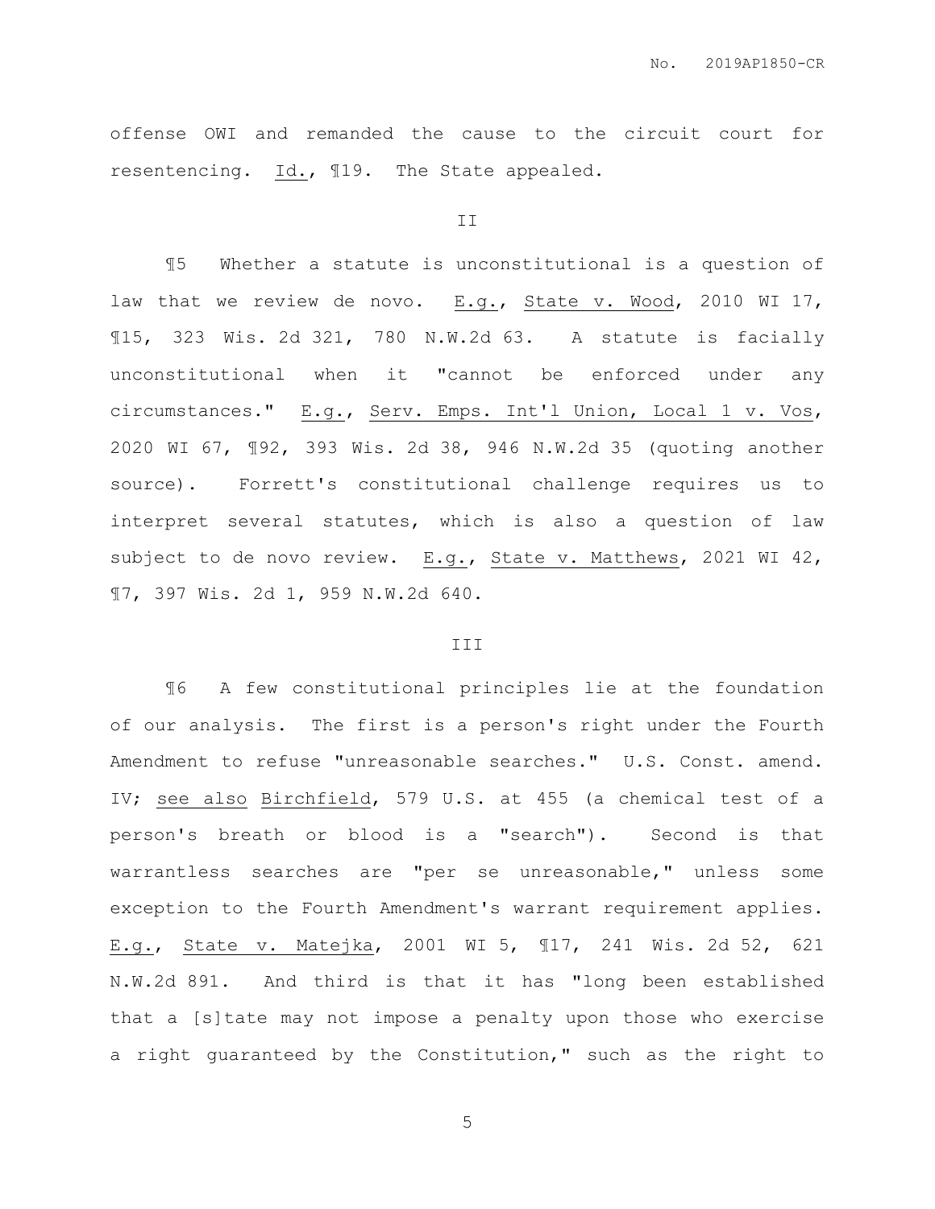offense OWI and remanded the cause to the circuit court for resentencing. Id., ¶19. The State appealed.

## II

¶5 Whether a statute is unconstitutional is a question of law that we review de novo. E.g., State v. Wood, 2010 WI 17, ¶15, 323 Wis. 2d 321, 780 N.W.2d 63. A statute is facially unconstitutional when it "cannot be enforced under any circumstances." E.g., Serv. Emps. Int'l Union, Local 1 v. Vos, 2020 WI 67, ¶92, 393 Wis. 2d 38, 946 N.W.2d 35 (quoting another source). Forrett's constitutional challenge requires us to interpret several statutes, which is also a question of law subject to de novo review. E.g., State v. Matthews, 2021 WI 42, ¶7, 397 Wis. 2d 1, 959 N.W.2d 640.

## III

¶6 A few constitutional principles lie at the foundation of our analysis. The first is a person's right under the Fourth Amendment to refuse "unreasonable searches." U.S. Const. amend. IV; see also Birchfield, 579 U.S. at 455 (a chemical test of a person's breath or blood is a "search"). Second is that warrantless searches are "per se unreasonable," unless some exception to the Fourth Amendment's warrant requirement applies. E.g., State v. Matejka, 2001 WI 5, ¶17, 241 Wis. 2d 52, 621 N.W.2d 891. And third is that it has "long been established that a [s]tate may not impose a penalty upon those who exercise a right guaranteed by the Constitution," such as the right to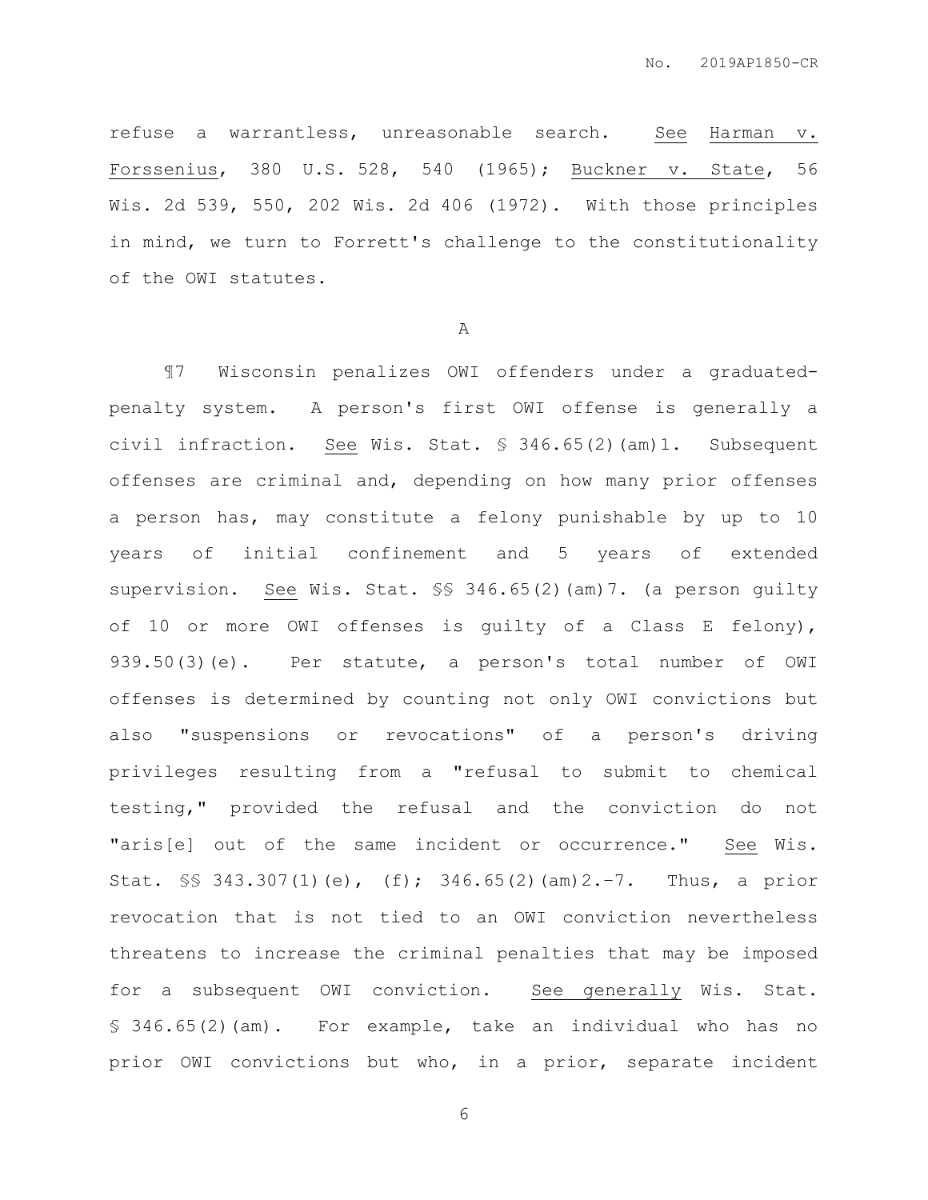refuse a warrantless, unreasonable search. See Harman v. Forssenius, 380 U.S. 528, 540 (1965); Buckner v. State, 56 Wis. 2d 539, 550, 202 Wis. 2d 406 (1972). With those principles in mind, we turn to Forrett's challenge to the constitutionality of the OWI statutes.

## A

¶7 Wisconsin penalizes OWI offenders under a graduated-penalty system. A person's first OWI offense is generally a civil infraction. See Wis. Stat. § 346.65(2)(am)1. Subsequent offenses are criminal and, depending on how many prior offenses a person has, may constitute a felony punishable by up to 10 years of initial confinement and 5 years of extended supervision. See Wis. Stat. §§ 346.65(2)(am)7. (a person guilty of 10 or more OWI offenses is guilty of a Class E felony), 939.50(3)(e). Per statute, a person's total number of OWI offenses is determined by counting not only OWI convictions but also "suspensions or revocations" of a person's driving privileges resulting from a "refusal to submit to chemical testing," provided the refusal and the conviction do not "aris[e] out of the same incident or occurrence." See Wis. Stat. §§ 343.307(1)(e), (f); 346.65(2)(am)2.-7. Thus, a prior revocation that is not tied to an OWI conviction nevertheless threatens to increase the criminal penalties that may be imposed for a subsequent OWI conviction. See generally Wis. Stat. § 346.65(2)(am). For example, take an individual who has no prior OWI convictions but who, in a prior, separate incident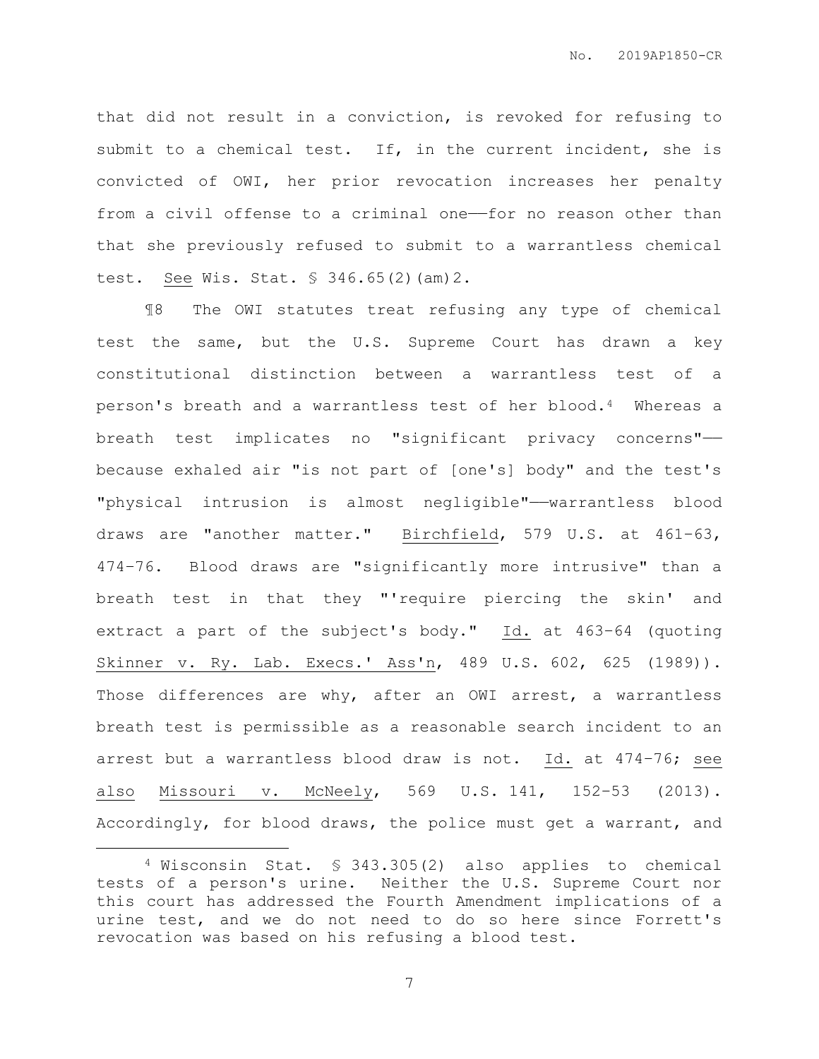that did not result in a conviction, is revoked for refusing to submit to a chemical test. If, in the current incident, she is convicted of OWI, her prior revocation increases her penalty from a civil offense to a criminal one——for no reason other than that she previously refused to submit to a warrantless chemical test. See Wis. Stat. § 346.65(2)(am)2.

¶8 The OWI statutes treat refusing any type of chemical test the same, but the U.S. Supreme Court has drawn a key constitutional distinction between a warrantless test of a person's breath and a warrantless test of her blood.[4] Whereas a breath test implicates no "significant privacy concerns"——because exhaled air "is not part of [one's] body" and the test's "physical intrusion is almost negligible"——warrantless blood draws are "another matter." Birchfield, 579 U.S. at 461–63, 474–76. Blood draws are "significantly more intrusive" than a breath test in that they "'require piercing the skin' and extract a part of the subject's body." Id. at 463–64 (quoting Skinner v. Ry. Lab. Execs.' Ass'n, 489 U.S. 602, 625 (1989)). Those differences are why, after an OWI arrest, a warrantless breath test is permissible as a reasonable search incident to an arrest but a warrantless blood draw is not. Id. at 474–76; see also Missouri v. McNeely, 569 U.S. 141, 152–53 (2013). Accordingly, for blood draws, the police must get a warrant, and

[4] Wisconsin Stat. § 343.305(2) also applies to chemical tests of a person's urine. Neither the U.S. Supreme Court nor this court has addressed the Fourth Amendment implications of a urine test, and we do not need to do so here since Forrett's revocation was based on his refusing a blood test.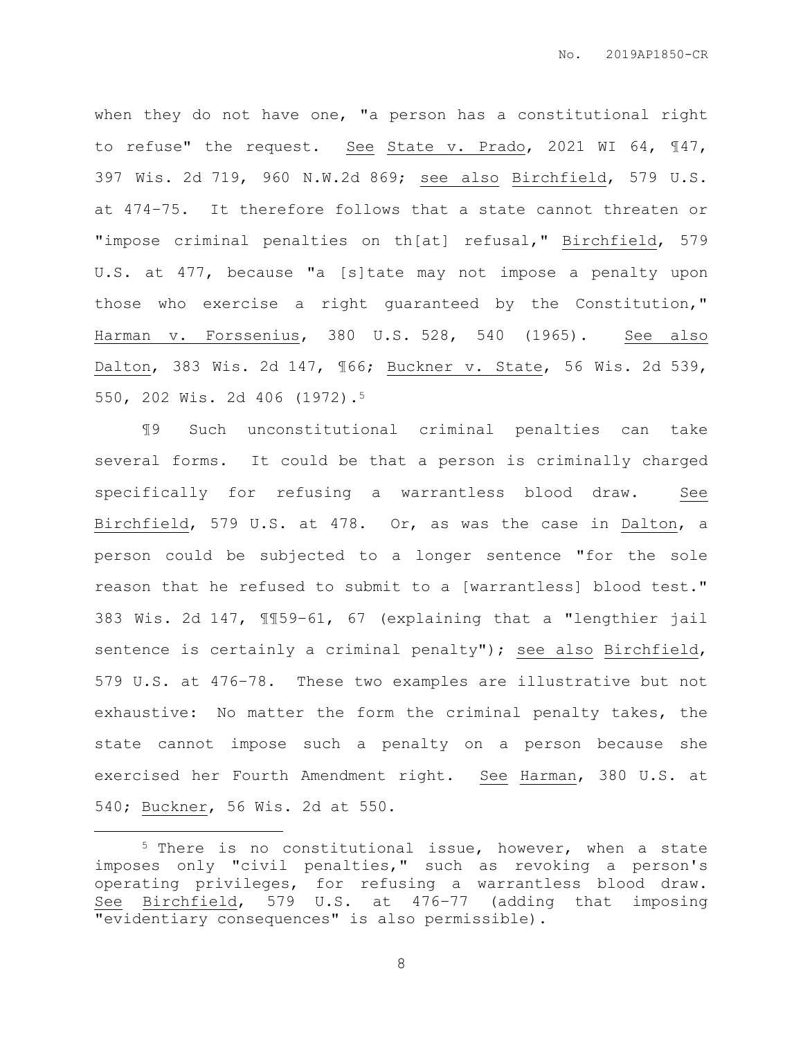when they do not have one, "a person has a constitutional right to refuse" the request. See State v. Prado, 2021 WI 64, ¶47, 397 Wis. 2d 719, 960 N.W.2d 869; see also Birchfield, 579 U.S. at 474–75. It therefore follows that a state cannot threaten or "impose criminal penalties on th[at] refusal," Birchfield, 579 U.S. at 477, because "a [s]tate may not impose a penalty upon those who exercise a right guaranteed by the Constitution," Harman v. Forssenius, 380 U.S. 528, 540 (1965). See also Dalton, 383 Wis. 2d 147, ¶66; Buckner v. State, 56 Wis. 2d 539, 550, 202 Wis. 2d 406 (1972).[5]

¶9 Such unconstitutional criminal penalties can take several forms. It could be that a person is criminally charged specifically for refusing a warrantless blood draw. See Birchfield, 579 U.S. at 478. Or, as was the case in Dalton, a person could be subjected to a longer sentence "for the sole reason that he refused to submit to a [warrantless] blood test." 383 Wis. 2d 147, ¶¶59–61, 67 (explaining that a "lengthier jail sentence is certainly a criminal penalty"); see also Birchfield, 579 U.S. at 476–78. These two examples are illustrative but not exhaustive: No matter the form the criminal penalty takes, the state cannot impose such a penalty on a person because she exercised her Fourth Amendment right. See Harman, 380 U.S. at 540; Buckner, 56 Wis. 2d at 550.

---

[5] There is no constitutional issue, however, when a state imposes only "civil penalties," such as revoking a person's operating privileges, for refusing a warrantless blood draw. See Birchfield, 579 U.S. at 476–77 (adding that imposing "evidentiary consequences" is also permissible).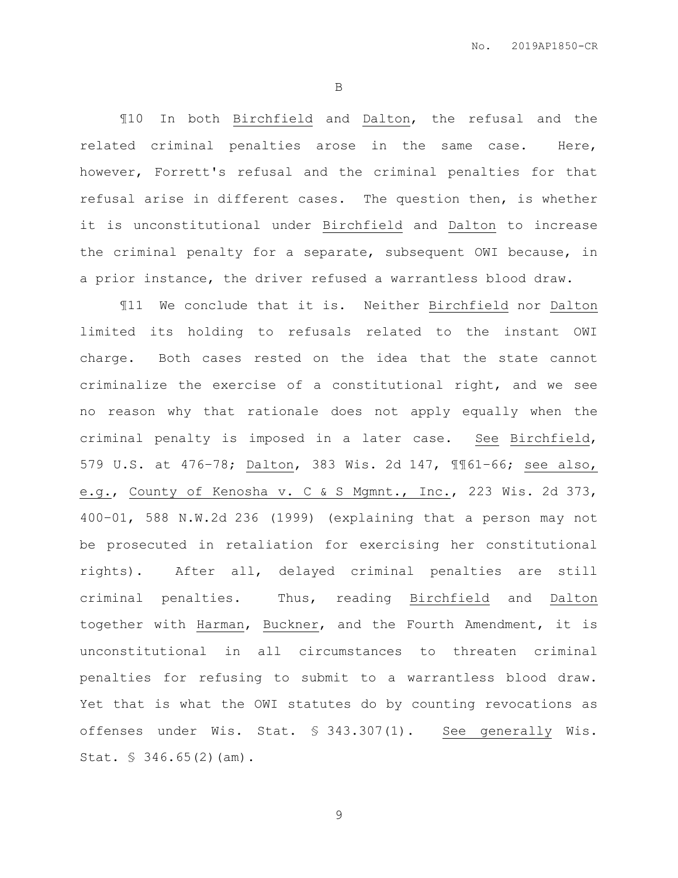B

¶10 In both Birchfield and Dalton, the refusal and the related criminal penalties arose in the same case. Here, however, Forrett's refusal and the criminal penalties for that refusal arise in different cases. The question then, is whether it is unconstitutional under Birchfield and Dalton to increase the criminal penalty for a separate, subsequent OWI because, in a prior instance, the driver refused a warrantless blood draw.

¶11 We conclude that it is. Neither Birchfield nor Dalton limited its holding to refusals related to the instant OWI charge. Both cases rested on the idea that the state cannot criminalize the exercise of a constitutional right, and we see no reason why that rationale does not apply equally when the criminal penalty is imposed in a later case. See Birchfield, 579 U.S. at 476–78; Dalton, 383 Wis. 2d 147, ¶¶61–66; see also, e.g., County of Kenosha v. C & S Mgmnt., Inc., 223 Wis. 2d 373, 400–01, 588 N.W.2d 236 (1999) (explaining that a person may not be prosecuted in retaliation for exercising her constitutional rights). After all, delayed criminal penalties are still criminal penalties. Thus, reading Birchfield and Dalton together with Harman, Buckner, and the Fourth Amendment, it is unconstitutional in all circumstances to threaten criminal penalties for refusing to submit to a warrantless blood draw. Yet that is what the OWI statutes do by counting revocations as offenses under Wis. Stat. § 343.307(1). See generally Wis. Stat. § 346.65(2)(am).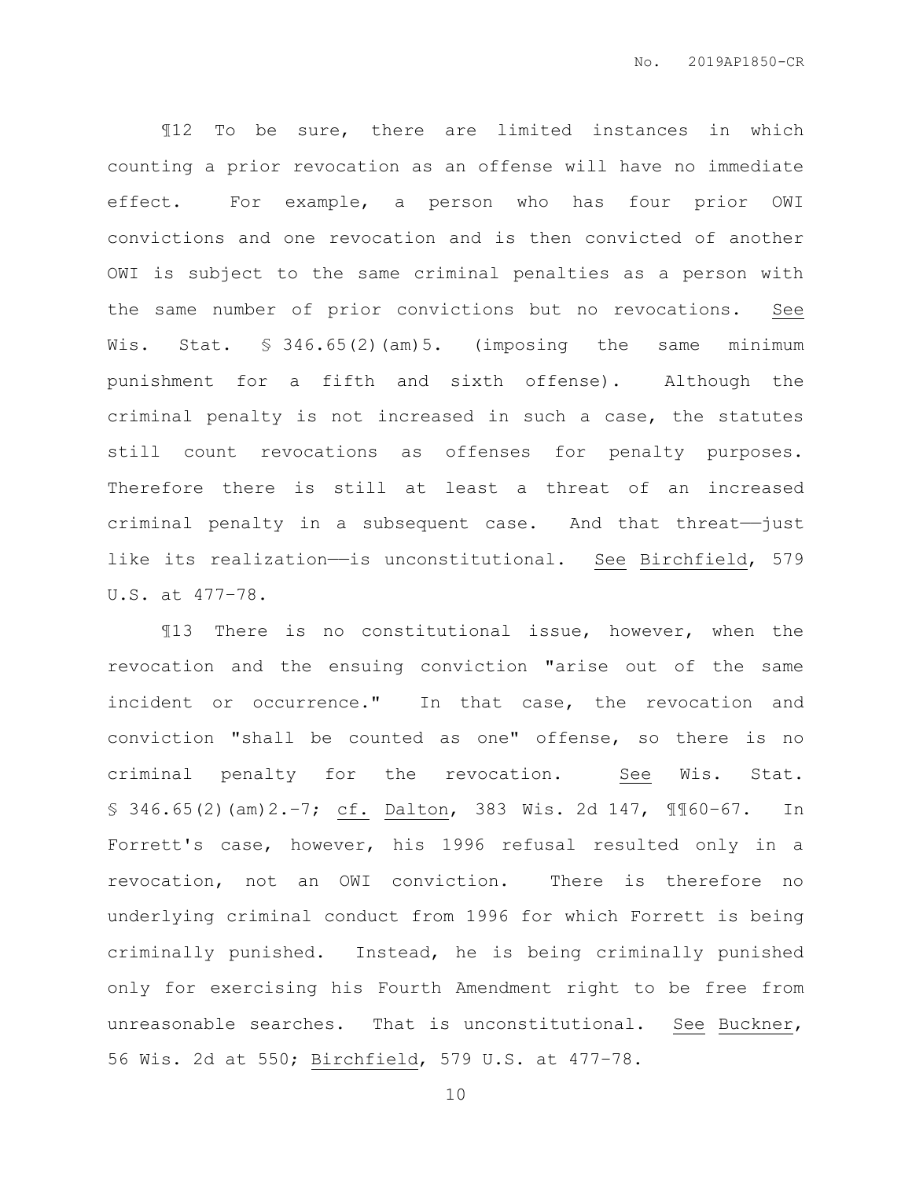¶12 To be sure, there are limited instances in which counting a prior revocation as an offense will have no immediate effect. For example, a person who has four prior OWI convictions and one revocation and is then convicted of another OWI is subject to the same criminal penalties as a person with the same number of prior convictions but no revocations. See Wis. Stat. § 346.65(2)(am)5. (imposing the same minimum punishment for a fifth and sixth offense). Although the criminal penalty is not increased in such a case, the statutes still count revocations as offenses for penalty purposes. Therefore there is still at least a threat of an increased criminal penalty in a subsequent case. And that threat——just like its realization——is unconstitutional. See Birchfield, 579 U.S. at 477-78.

¶13 There is no constitutional issue, however, when the revocation and the ensuing conviction "arise out of the same incident or occurrence." In that case, the revocation and conviction "shall be counted as one" offense, so there is no criminal penalty for the revocation. See Wis. Stat. § 346.65(2)(am)2.-7; cf. Dalton, 383 Wis. 2d 147, ¶¶60-67. In Forrett's case, however, his 1996 refusal resulted only in a revocation, not an OWI conviction. There is therefore no underlying criminal conduct from 1996 for which Forrett is being criminally punished. Instead, he is being criminally punished only for exercising his Fourth Amendment right to be free from unreasonable searches. That is unconstitutional. See Buckner, 56 Wis. 2d at 550; Birchfield, 579 U.S. at 477-78.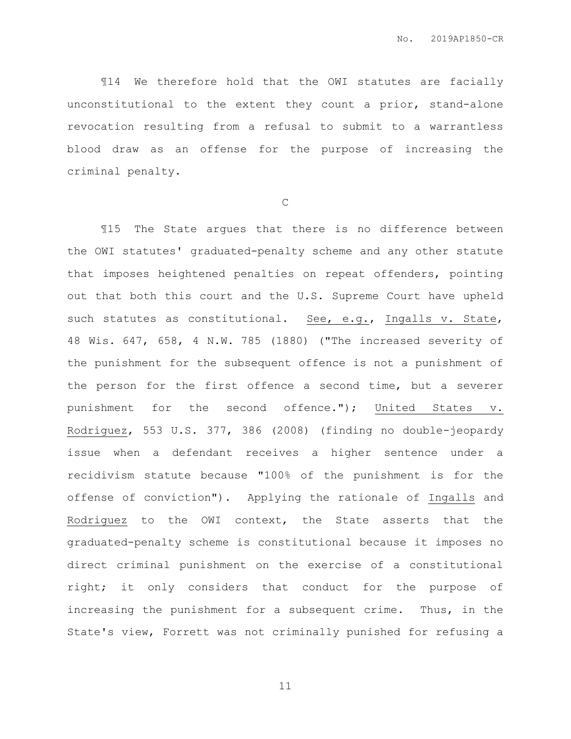¶14 We therefore hold that the OWI statutes are facially unconstitutional to the extent they count a prior, stand-alone revocation resulting from a refusal to submit to a warrantless blood draw as an offense for the purpose of increasing the criminal penalty.

C

¶15 The State argues that there is no difference between the OWI statutes' graduated-penalty scheme and any other statute that imposes heightened penalties on repeat offenders, pointing out that both this court and the U.S. Supreme Court have upheld such statutes as constitutional. See, e.g., Ingalls v. State, 48 Wis. 647, 658, 4 N.W. 785 (1880) ("The increased severity of the punishment for the subsequent offence is not a punishment of the person for the first offence a second time, but a severer punishment for the second offence."); United States v. Rodriguez, 553 U.S. 377, 386 (2008) (finding no double-jeopardy issue when a defendant receives a higher sentence under a recidivism statute because "100% of the punishment is for the offense of conviction"). Applying the rationale of Ingalls and Rodriguez to the OWI context, the State asserts that the graduated-penalty scheme is constitutional because it imposes no direct criminal punishment on the exercise of a constitutional right; it only considers that conduct for the purpose of increasing the punishment for a subsequent crime. Thus, in the State's view, Forrett was not criminally punished for refusing a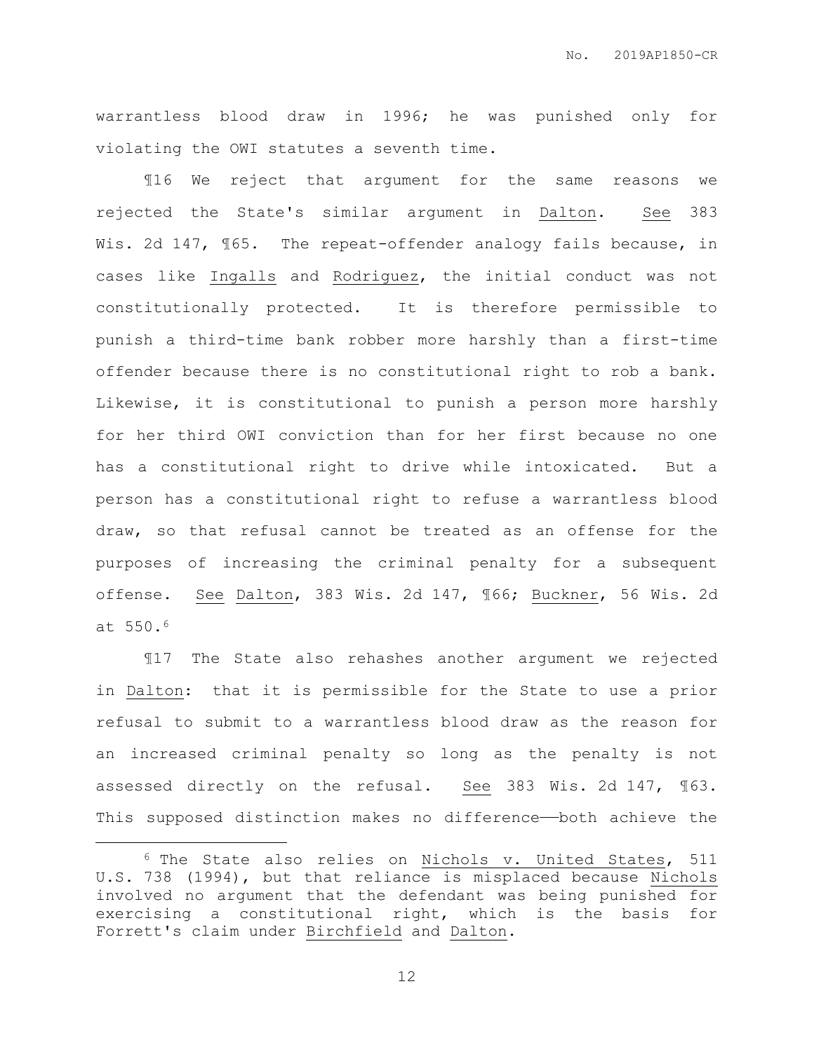warrantless blood draw in 1996; he was punished only for violating the OWI statutes a seventh time.

¶16 We reject that argument for the same reasons we rejected the State's similar argument in Dalton. See 383 Wis. 2d 147, ¶65. The repeat-offender analogy fails because, in cases like Ingalls and Rodriguez, the initial conduct was not constitutionally protected. It is therefore permissible to punish a third-time bank robber more harshly than a first-time offender because there is no constitutional right to rob a bank. Likewise, it is constitutional to punish a person more harshly for her third OWI conviction than for her first because no one has a constitutional right to drive while intoxicated. But a person has a constitutional right to refuse a warrantless blood draw, so that refusal cannot be treated as an offense for the purposes of increasing the criminal penalty for a subsequent offense. See Dalton, 383 Wis. 2d 147, ¶66; Buckner, 56 Wis. 2d at 550.[6]

¶17 The State also rehashes another argument we rejected in Dalton: that it is permissible for the State to use a prior refusal to submit to a warrantless blood draw as the reason for an increased criminal penalty so long as the penalty is not assessed directly on the refusal. See 383 Wis. 2d 147, ¶63. This supposed distinction makes no difference——both achieve the

---

[6] The State also relies on Nichols v. United States, 511 U.S. 738 (1994), but that reliance is misplaced because Nichols involved no argument that the defendant was being punished for exercising a constitutional right, which is the basis for Forrett's claim under Birchfield and Dalton.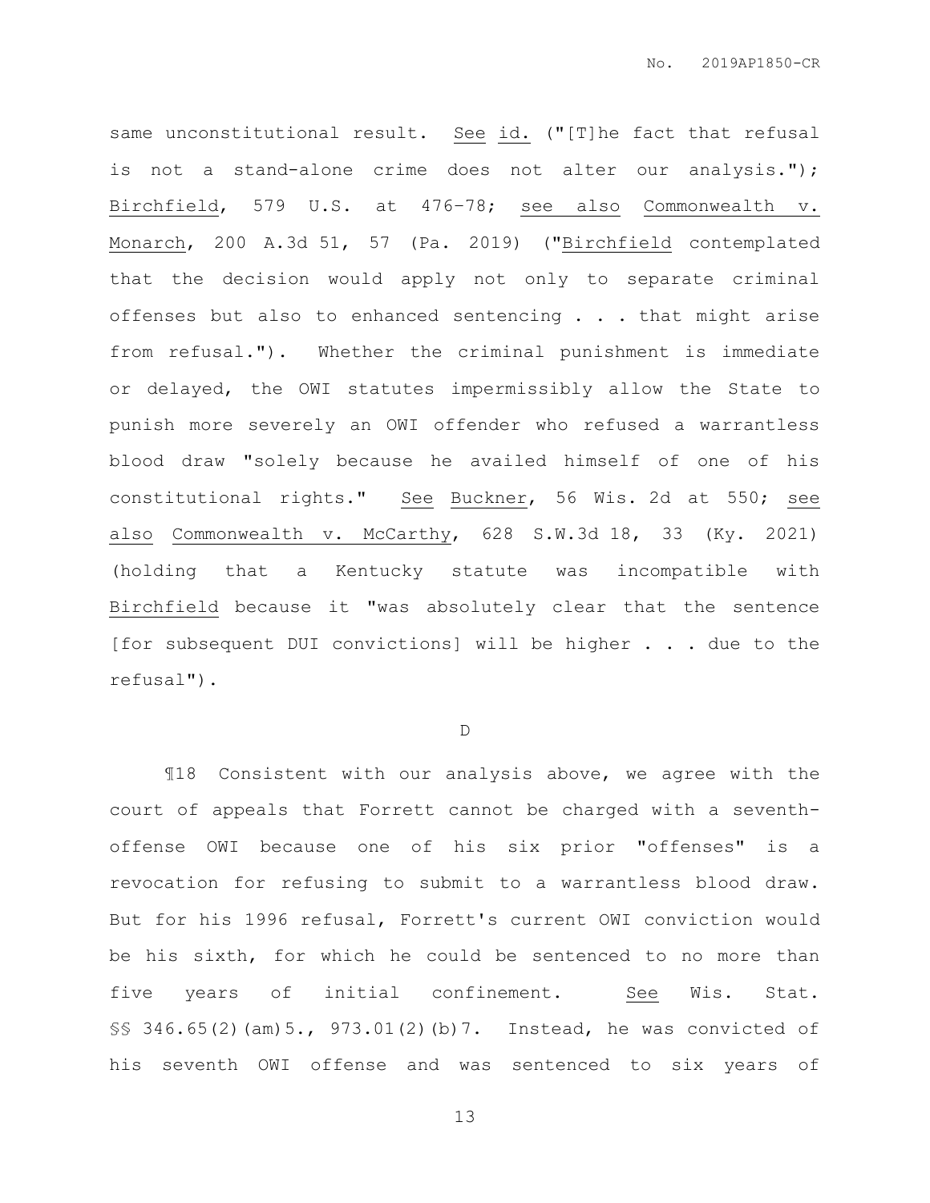same unconstitutional result. See id. ("[T]he fact that refusal is not a stand-alone crime does not alter our analysis."); Birchfield, 579 U.S. at 476–78; see also Commonwealth v. Monarch, 200 A.3d 51, 57 (Pa. 2019) ("Birchfield contemplated that the decision would apply not only to separate criminal offenses but also to enhanced sentencing . . . that might arise from refusal."). Whether the criminal punishment is immediate or delayed, the OWI statutes impermissibly allow the State to punish more severely an OWI offender who refused a warrantless blood draw "solely because he availed himself of one of his constitutional rights." See Buckner, 56 Wis. 2d at 550; see also Commonwealth v. McCarthy, 628 S.W.3d 18, 33 (Ky. 2021) (holding that a Kentucky statute was incompatible with Birchfield because it "was absolutely clear that the sentence [for subsequent DUI convictions] will be higher . . . due to the refusal").

D

¶18 Consistent with our analysis above, we agree with the court of appeals that Forrett cannot be charged with a seventh-offense OWI because one of his six prior "offenses" is a revocation for refusing to submit to a warrantless blood draw. But for his 1996 refusal, Forrett's current OWI conviction would be his sixth, for which he could be sentenced to no more than five years of initial confinement. See Wis. Stat. §§ 346.65(2)(am)5., 973.01(2)(b)7. Instead, he was convicted of his seventh OWI offense and was sentenced to six years of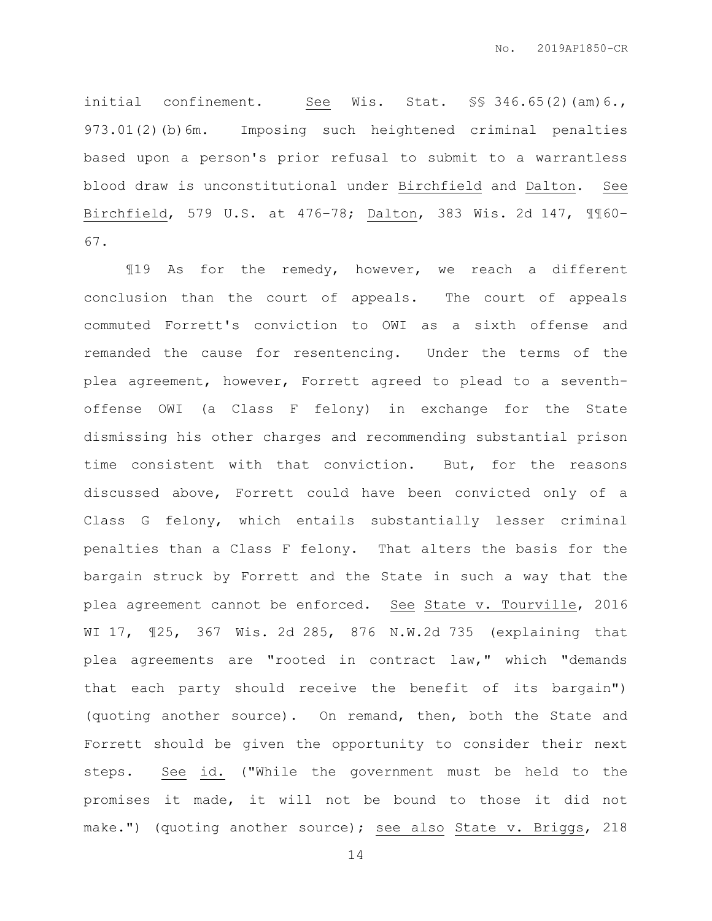initial confinement. See Wis. Stat. §§ 346.65(2)(am)6., 973.01(2)(b)6m. Imposing such heightened criminal penalties based upon a person's prior refusal to submit to a warrantless blood draw is unconstitutional under Birchfield and Dalton. See Birchfield, 579 U.S. at 476–78; Dalton, 383 Wis. 2d 147, ¶¶60–67.

¶19 As for the remedy, however, we reach a different conclusion than the court of appeals. The court of appeals commuted Forrett's conviction to OWI as a sixth offense and remanded the cause for resentencing. Under the terms of the plea agreement, however, Forrett agreed to plead to a seventh-offense OWI (a Class F felony) in exchange for the State dismissing his other charges and recommending substantial prison time consistent with that conviction. But, for the reasons discussed above, Forrett could have been convicted only of a Class G felony, which entails substantially lesser criminal penalties than a Class F felony. That alters the basis for the bargain struck by Forrett and the State in such a way that the plea agreement cannot be enforced. See State v. Tourville, 2016 WI 17, ¶25, 367 Wis. 2d 285, 876 N.W.2d 735 (explaining that plea agreements are "rooted in contract law," which "demands that each party should receive the benefit of its bargain") (quoting another source). On remand, then, both the State and Forrett should be given the opportunity to consider their next steps. See id. ("While the government must be held to the promises it made, it will not be bound to those it did not make.") (quoting another source); see also State v. Briggs, 218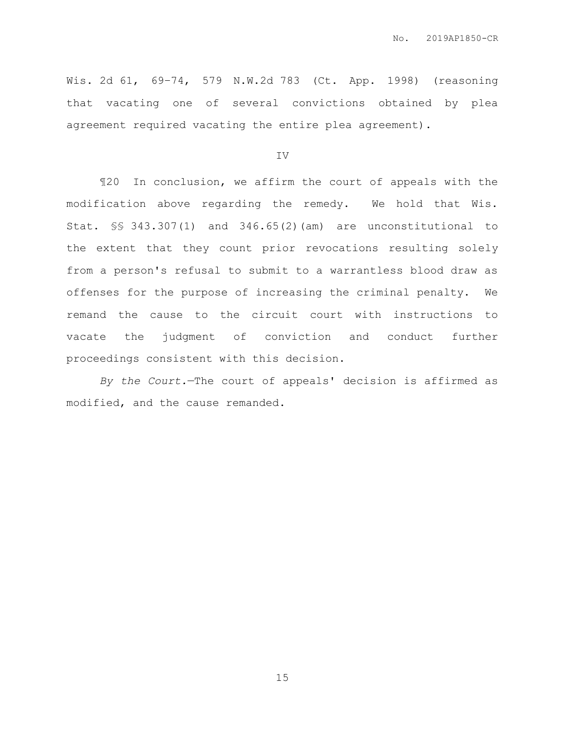Wis. 2d 61, 69–74, 579 N.W.2d 783 (Ct. App. 1998) (reasoning that vacating one of several convictions obtained by plea agreement required vacating the entire plea agreement).

IV

¶20 In conclusion, we affirm the court of appeals with the modification above regarding the remedy. We hold that Wis. Stat. §§ 343.307(1) and 346.65(2)(am) are unconstitutional to the extent that they count prior revocations resulting solely from a person's refusal to submit to a warrantless blood draw as offenses for the purpose of increasing the criminal penalty. We remand the cause to the circuit court with instructions to vacate the judgment of conviction and conduct further proceedings consistent with this decision.

*By the Court.*—The court of appeals' decision is affirmed as modified, and the cause remanded.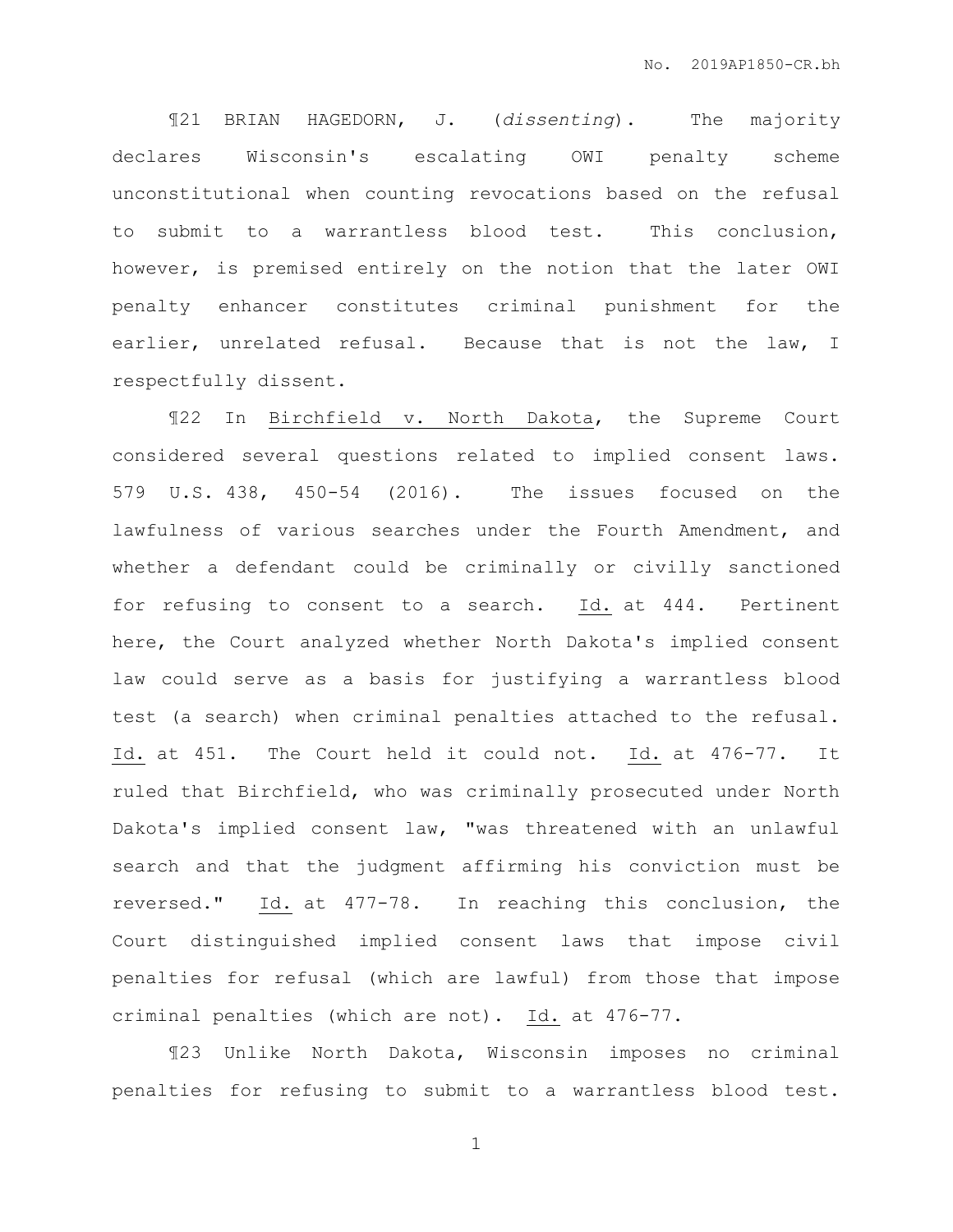¶21 BRIAN HAGEDORN, J. (*dissenting*). The majority declares Wisconsin's escalating OWI penalty scheme unconstitutional when counting revocations based on the refusal to submit to a warrantless blood test. This conclusion, however, is premised entirely on the notion that the later OWI penalty enhancer constitutes criminal punishment for the earlier, unrelated refusal. Because that is not the law, I respectfully dissent.

¶22 In Birchfield v. North Dakota, the Supreme Court considered several questions related to implied consent laws. 579 U.S. 438, 450-54 (2016). The issues focused on the lawfulness of various searches under the Fourth Amendment, and whether a defendant could be criminally or civilly sanctioned for refusing to consent to a search. Id. at 444. Pertinent here, the Court analyzed whether North Dakota's implied consent law could serve as a basis for justifying a warrantless blood test (a search) when criminal penalties attached to the refusal. Id. at 451. The Court held it could not. Id. at 476-77. It ruled that Birchfield, who was criminally prosecuted under North Dakota's implied consent law, "was threatened with an unlawful search and that the judgment affirming his conviction must be reversed." Id. at 477-78. In reaching this conclusion, the Court distinguished implied consent laws that impose civil penalties for refusal (which are lawful) from those that impose criminal penalties (which are not). Id. at 476-77.

¶23 Unlike North Dakota, Wisconsin imposes no criminal penalties for refusing to submit to a warrantless blood test.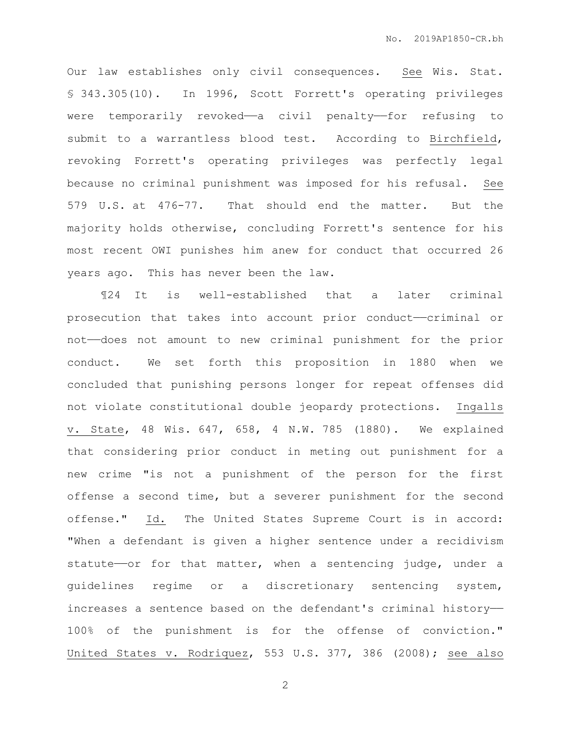Our law establishes only civil consequences. See Wis. Stat. § 343.305(10). In 1996, Scott Forrett's operating privileges were temporarily revoked——a civil penalty——for refusing to submit to a warrantless blood test. According to Birchfield, revoking Forrett's operating privileges was perfectly legal because no criminal punishment was imposed for his refusal. See 579 U.S. at 476-77. That should end the matter. But the majority holds otherwise, concluding Forrett's sentence for his most recent OWI punishes him anew for conduct that occurred 26 years ago. This has never been the law.

¶24 It is well-established that a later criminal prosecution that takes into account prior conduct——criminal or not——does not amount to new criminal punishment for the prior conduct. We set forth this proposition in 1880 when we concluded that punishing persons longer for repeat offenses did not violate constitutional double jeopardy protections. Ingalls v. State, 48 Wis. 647, 658, 4 N.W. 785 (1880). We explained that considering prior conduct in meting out punishment for a new crime "is not a punishment of the person for the first offense a second time, but a severer punishment for the second offense." Id. The United States Supreme Court is in accord: "When a defendant is given a higher sentence under a recidivism statute——or for that matter, when a sentencing judge, under a guidelines regime or a discretionary sentencing system, increases a sentence based on the defendant's criminal history—— 100% of the punishment is for the offense of conviction." United States v. Rodriquez, 553 U.S. 377, 386 (2008); see also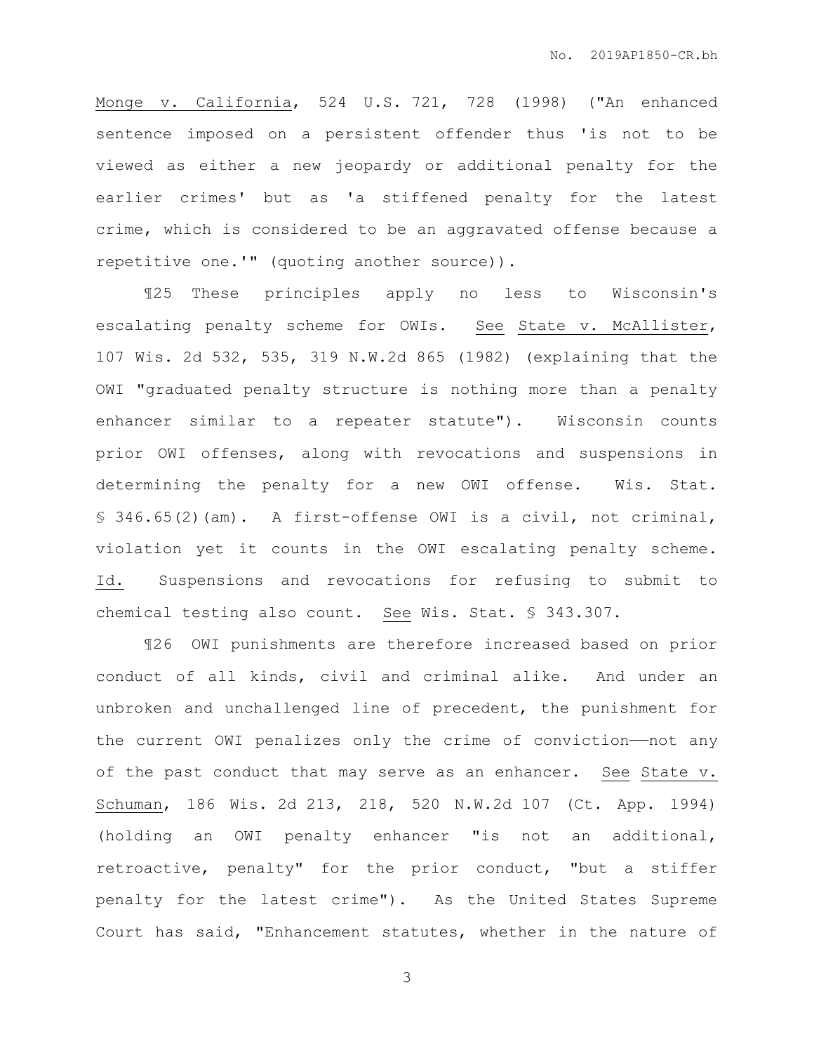Monge v. California, 524 U.S. 721, 728 (1998) ("An enhanced sentence imposed on a persistent offender thus 'is not to be viewed as either a new jeopardy or additional penalty for the earlier crimes' but as 'a stiffened penalty for the latest crime, which is considered to be an aggravated offense because a repetitive one.'" (quoting another source)).

¶25 These principles apply no less to Wisconsin's escalating penalty scheme for OWIs. See State v. McAllister, 107 Wis. 2d 532, 535, 319 N.W.2d 865 (1982) (explaining that the OWI "graduated penalty structure is nothing more than a penalty enhancer similar to a repeater statute"). Wisconsin counts prior OWI offenses, along with revocations and suspensions in determining the penalty for a new OWI offense. Wis. Stat. § 346.65(2)(am). A first-offense OWI is a civil, not criminal, violation yet it counts in the OWI escalating penalty scheme. Id. Suspensions and revocations for refusing to submit to chemical testing also count. See Wis. Stat. § 343.307.

¶26 OWI punishments are therefore increased based on prior conduct of all kinds, civil and criminal alike. And under an unbroken and unchallenged line of precedent, the punishment for the current OWI penalizes only the crime of conviction——not any of the past conduct that may serve as an enhancer. See State v. Schuman, 186 Wis. 2d 213, 218, 520 N.W.2d 107 (Ct. App. 1994) (holding an OWI penalty enhancer "is not an additional, retroactive, penalty" for the prior conduct, "but a stiffer penalty for the latest crime"). As the United States Supreme Court has said, "Enhancement statutes, whether in the nature of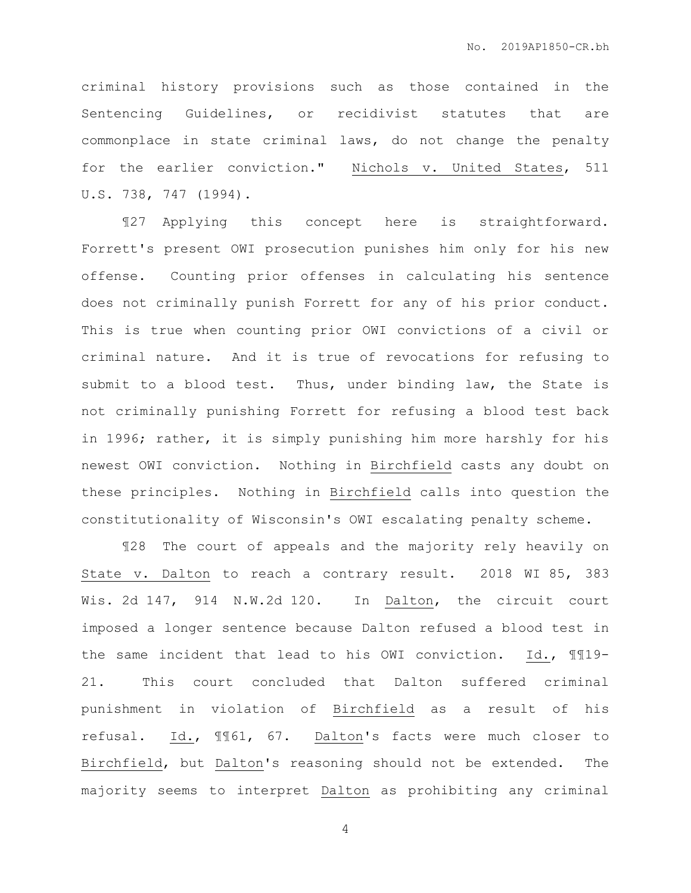criminal history provisions such as those contained in the Sentencing Guidelines, or recidivist statutes that are commonplace in state criminal laws, do not change the penalty for the earlier conviction." Nichols v. United States, 511 U.S. 738, 747 (1994).

¶27 Applying this concept here is straightforward. Forrett's present OWI prosecution punishes him only for his new offense. Counting prior offenses in calculating his sentence does not criminally punish Forrett for any of his prior conduct. This is true when counting prior OWI convictions of a civil or criminal nature. And it is true of revocations for refusing to submit to a blood test. Thus, under binding law, the State is not criminally punishing Forrett for refusing a blood test back in 1996; rather, it is simply punishing him more harshly for his newest OWI conviction. Nothing in Birchfield casts any doubt on these principles. Nothing in Birchfield calls into question the constitutionality of Wisconsin's OWI escalating penalty scheme.

¶28 The court of appeals and the majority rely heavily on State v. Dalton to reach a contrary result. 2018 WI 85, 383 Wis. 2d 147, 914 N.W.2d 120. In Dalton, the circuit court imposed a longer sentence because Dalton refused a blood test in the same incident that lead to his OWI conviction. Id., ¶¶19-21. This court concluded that Dalton suffered criminal punishment in violation of Birchfield as a result of his refusal. Id., ¶¶61, 67. Dalton's facts were much closer to Birchfield, but Dalton's reasoning should not be extended. The majority seems to interpret Dalton as prohibiting any criminal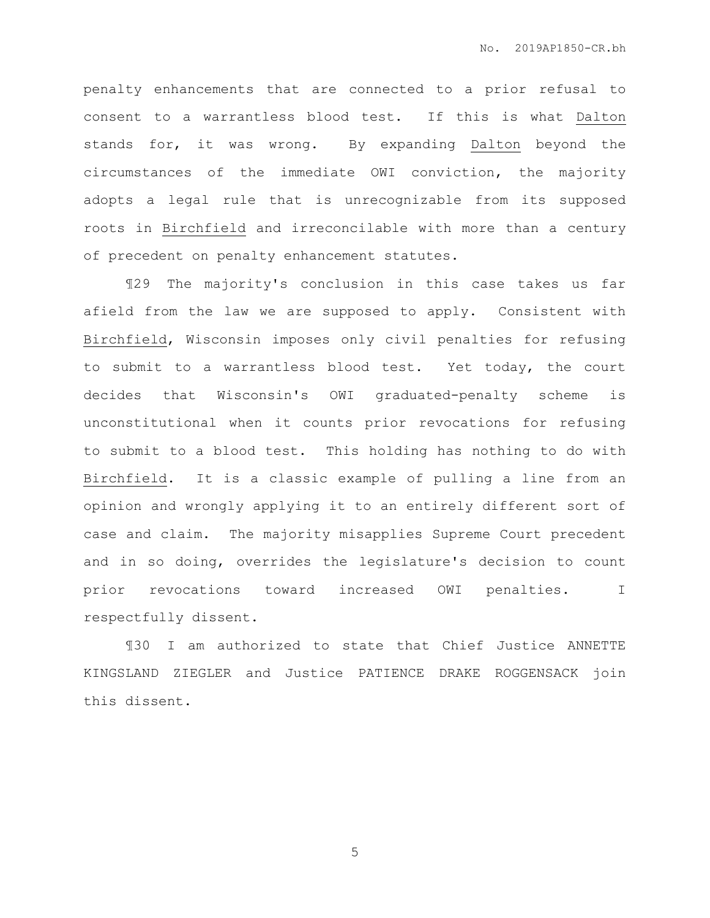penalty enhancements that are connected to a prior refusal to consent to a warrantless blood test. If this is what Dalton stands for, it was wrong. By expanding Dalton beyond the circumstances of the immediate OWI conviction, the majority adopts a legal rule that is unrecognizable from its supposed roots in Birchfield and irreconcilable with more than a century of precedent on penalty enhancement statutes.

¶29 The majority's conclusion in this case takes us far afield from the law we are supposed to apply. Consistent with Birchfield, Wisconsin imposes only civil penalties for refusing to submit to a warrantless blood test. Yet today, the court decides that Wisconsin's OWI graduated-penalty scheme is unconstitutional when it counts prior revocations for refusing to submit to a blood test. This holding has nothing to do with Birchfield. It is a classic example of pulling a line from an opinion and wrongly applying it to an entirely different sort of case and claim. The majority misapplies Supreme Court precedent and in so doing, overrides the legislature's decision to count prior revocations toward increased OWI penalties. I respectfully dissent.

¶30 I am authorized to state that Chief Justice ANNETTE KINGSLAND ZIEGLER and Justice PATIENCE DRAKE ROGGENSACK join this dissent.